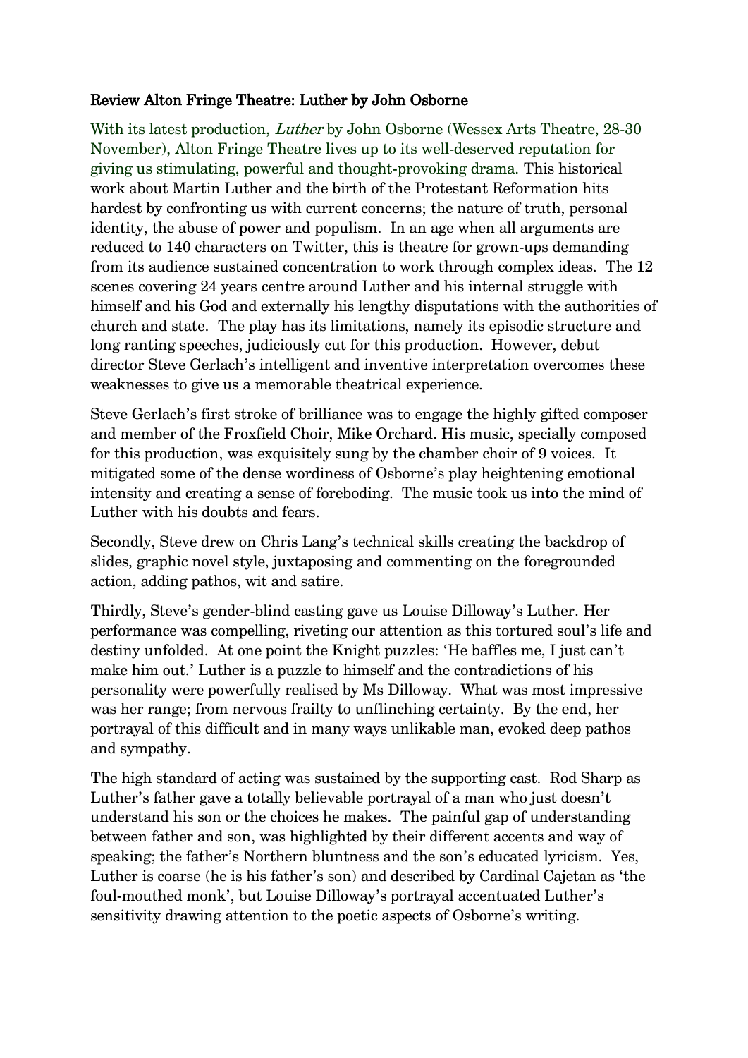**Review Alton Fringe Theatre: Luther by John Osborne**

With its latest production, *Luther* by John Osborne (Wessex Arts Theatre, 28-30 November), Alton Fringe Theatre lives up to its well-deserved reputation for giving us stimulating, powerful and thought-provoking drama. This historical work about Martin Luther and the birth of the Protestant Reformation hits hardest by confronting us with current concerns; the nature of truth, personal identity, the abuse of power and populism. In an age when all arguments are reduced to 140 characters on Twitter, this is theatre for grown-ups demanding from its audience sustained concentration to work through complex ideas. The 12 scenes covering 24 years centre around Luther and his internal struggle with himself and his God and externally his lengthy disputations with the authorities of church and state. The play has its limitations, namely its episodic structure and long ranting speeches, judiciously cut for this production. However, debut director Steve Gerlach's intelligent and inventive interpretation overcomes these weaknesses to give us a memorable theatrical experience.

Steve Gerlach's first stroke of brilliance was to engage the highly gifted composer and member of the Froxfield Choir, Mike Orchard. His music, specially composed for this production, was exquisitely sung by the chamber choir of 9 voices. It mitigated some of the dense wordiness of Osborne's play heightening emotional intensity and creating a sense of foreboding. The music took us into the mind of Luther with his doubts and fears.

Secondly, Steve drew on Chris Lang's technical skills creating the backdrop of slides, graphic novel style, juxtaposing and commenting on the foregrounded action, adding pathos, wit and satire.

Thirdly, Steve's gender-blind casting gave us Louise Dilloway's Luther. Her performance was compelling, riveting our attention as this tortured soul's life and destiny unfolded. At one point the Knight puzzles: 'He baffles me, I just can't make him out.' Luther is a puzzle to himself and the contradictions of his personality were powerfully realised by Ms Dilloway. What was most impressive was her range; from nervous frailty to unflinching certainty. By the end, her portrayal of this difficult and in many ways unlikable man, evoked deep pathos and sympathy.

The high standard of acting was sustained by the supporting cast. Rod Sharp as Luther's father gave a totally believable portrayal of a man who just doesn't understand his son or the choices he makes. The painful gap of understanding between father and son, was highlighted by their different accents and way of speaking; the father's Northern bluntness and the son's educated lyricism. Yes, Luther is coarse (he is his father's son) and described by Cardinal Cajetan as 'the foul-mouthed monk', but Louise Dilloway's portrayal accentuated Luther's sensitivity drawing attention to the poetic aspects of Osborne's writing.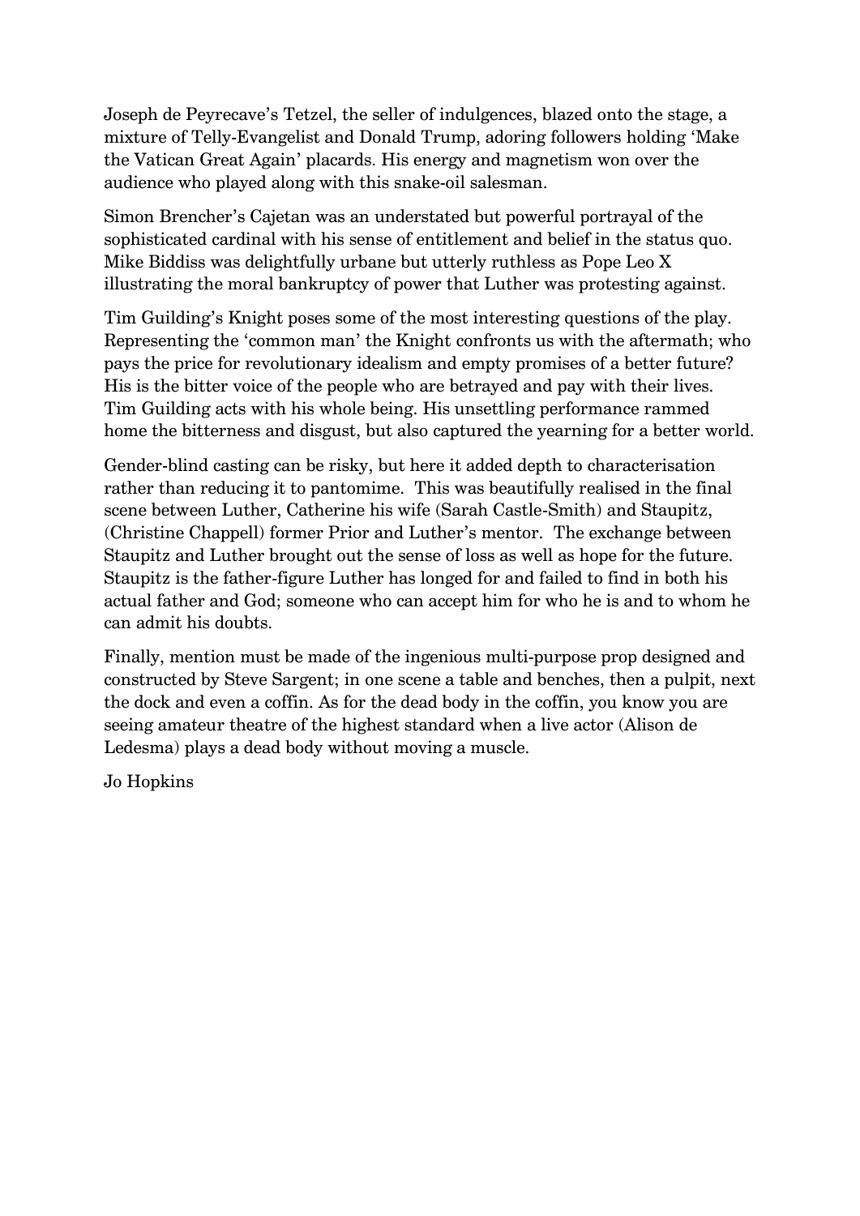Joseph de Peyrecave's Tetzel, the seller of indulgences, blazed onto the stage, a mixture of Telly-Evangelist and Donald Trump, adoring followers holding 'Make the Vatican Great Again' placards. His energy and magnetism won over the audience who played along with this snake-oil salesman.

Simon Brencher's Cajetan was an understated but powerful portrayal of the sophisticated cardinal with his sense of entitlement and belief in the status quo. Mike Biddiss was delightfully urbane but utterly ruthless as Pope Leo X illustrating the moral bankruptcy of power that Luther was protesting against.

Tim Guilding's Knight poses some of the most interesting questions of the play. Representing the 'common man' the Knight confronts us with the aftermath; who pays the price for revolutionary idealism and empty promises of a better future? His is the bitter voice of the people who are betrayed and pay with their lives. Tim Guilding acts with his whole being. His unsettling performance rammed home the bitterness and disgust, but also captured the yearning for a better world.

Gender-blind casting can be risky, but here it added depth to characterisation rather than reducing it to pantomime. This was beautifully realised in the final scene between Luther, Catherine his wife (Sarah Castle-Smith) and Staupitz, (Christine Chappell) former Prior and Luther's mentor. The exchange between Staupitz and Luther brought out the sense of loss as well as hope for the future. Staupitz is the father-figure Luther has longed for and failed to find in both his actual father and God; someone who can accept him for who he is and to whom he can admit his doubts.

Finally, mention must be made of the ingenious multi-purpose prop designed and constructed by Steve Sargent; in one scene a table and benches, then a pulpit, next the dock and even a coffin. As for the dead body in the coffin, you know you are seeing amateur theatre of the highest standard when a live actor (Alison de Ledesma) plays a dead body without moving a muscle.

Jo Hopkins